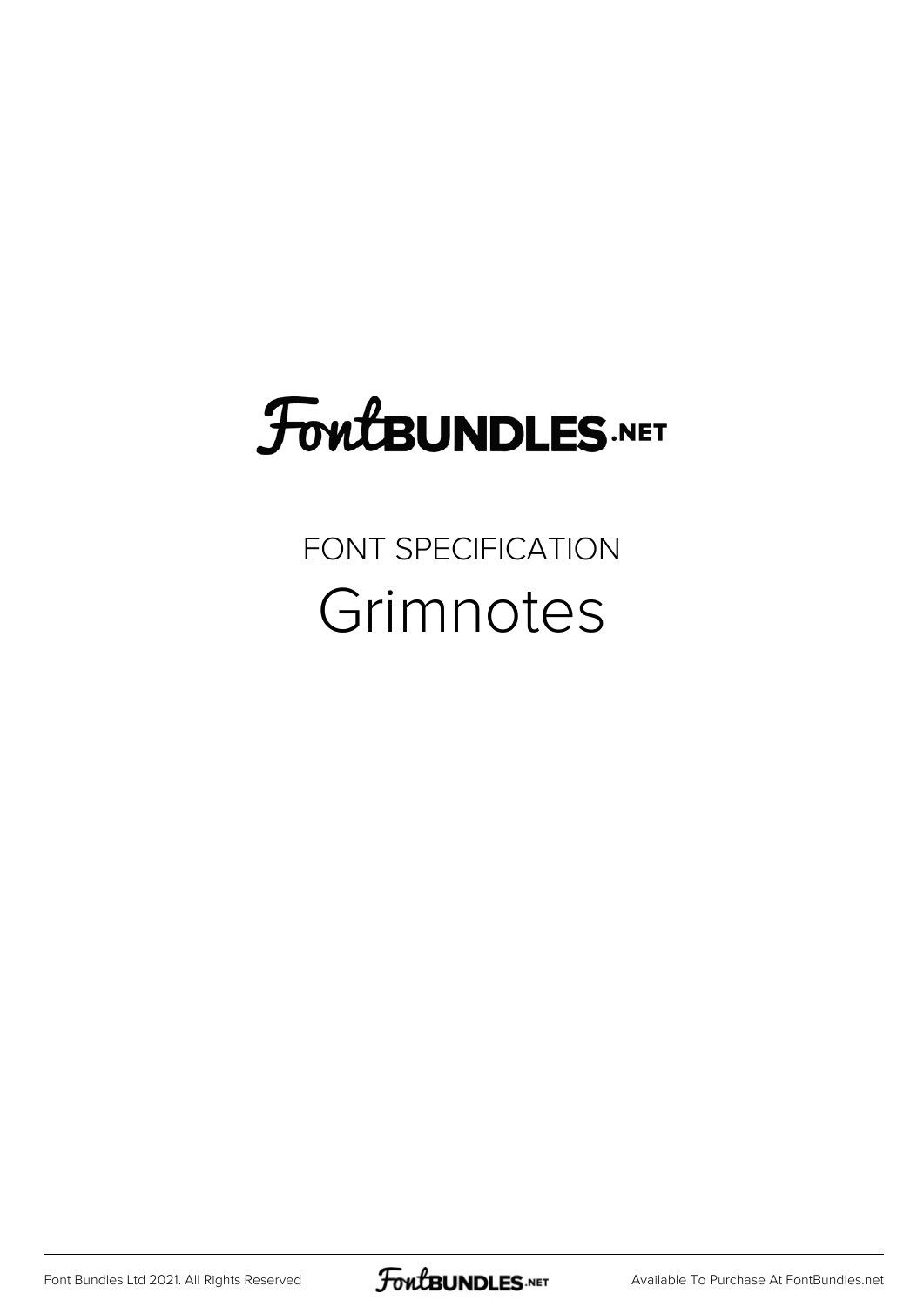# FontBUNDLES.NET

FONT SPECIFICATION

## Grimnotes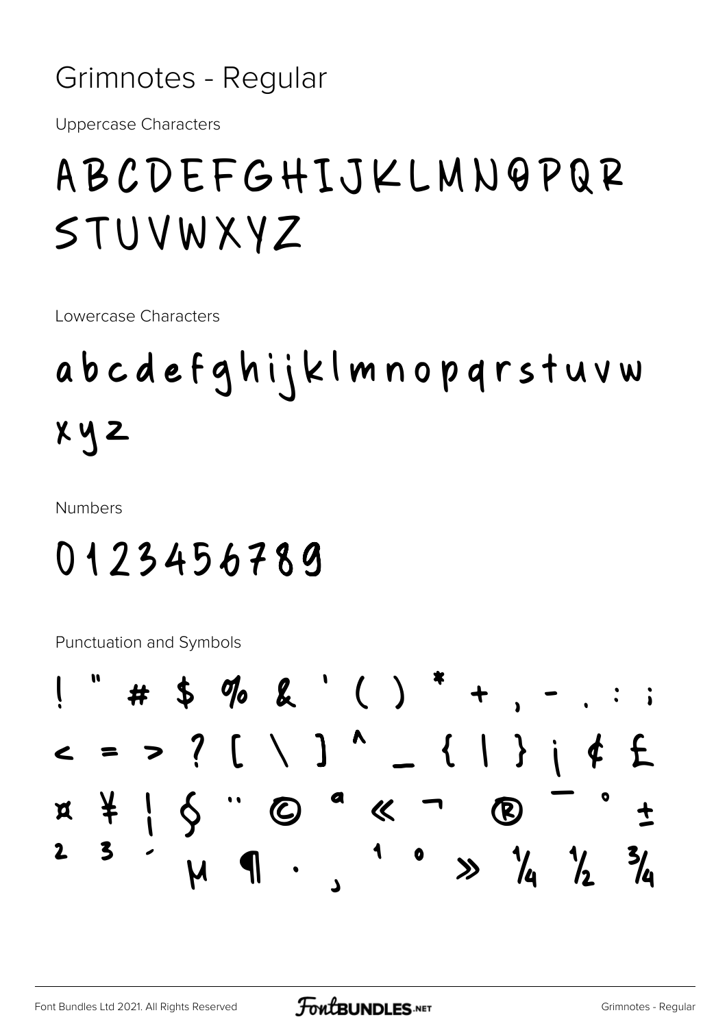# Grimnotes - Regular

Uppercase Characters

ABCDEFGHIJKLMNOPQR
STUVWXYZ

Lowercase Characters

abcdefghijklmnopqrstuvw
xyz

Numbers

0123456789

Punctuation and Symbols

! " # $ % & ' ( ) * + , - . : ;
< = > ? [ \ ] ^ _ { | } ¡ ¢ £
¤ ¥ ¦ § ¨ © ª « ¬ ® ¯ ° ±
² ³ ´ µ ¶ · ¸ ¹ º » ¼ ½ ¾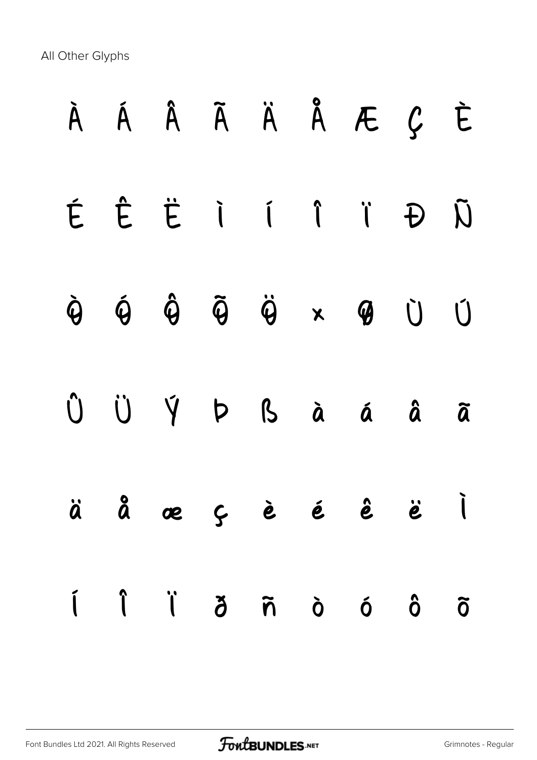All Other Glyphs

À Á Â Ã Ä Å Æ Ç È

É Ê Ë Ì Í Î Ï Ð Ñ

Ò Ó Ô Õ Ö × Ø Ù Ú

Û Ü Ý Þ ß à á â ã

ä å æ ç è é ê ë ì

í î ï ð ñ ò ó ô õ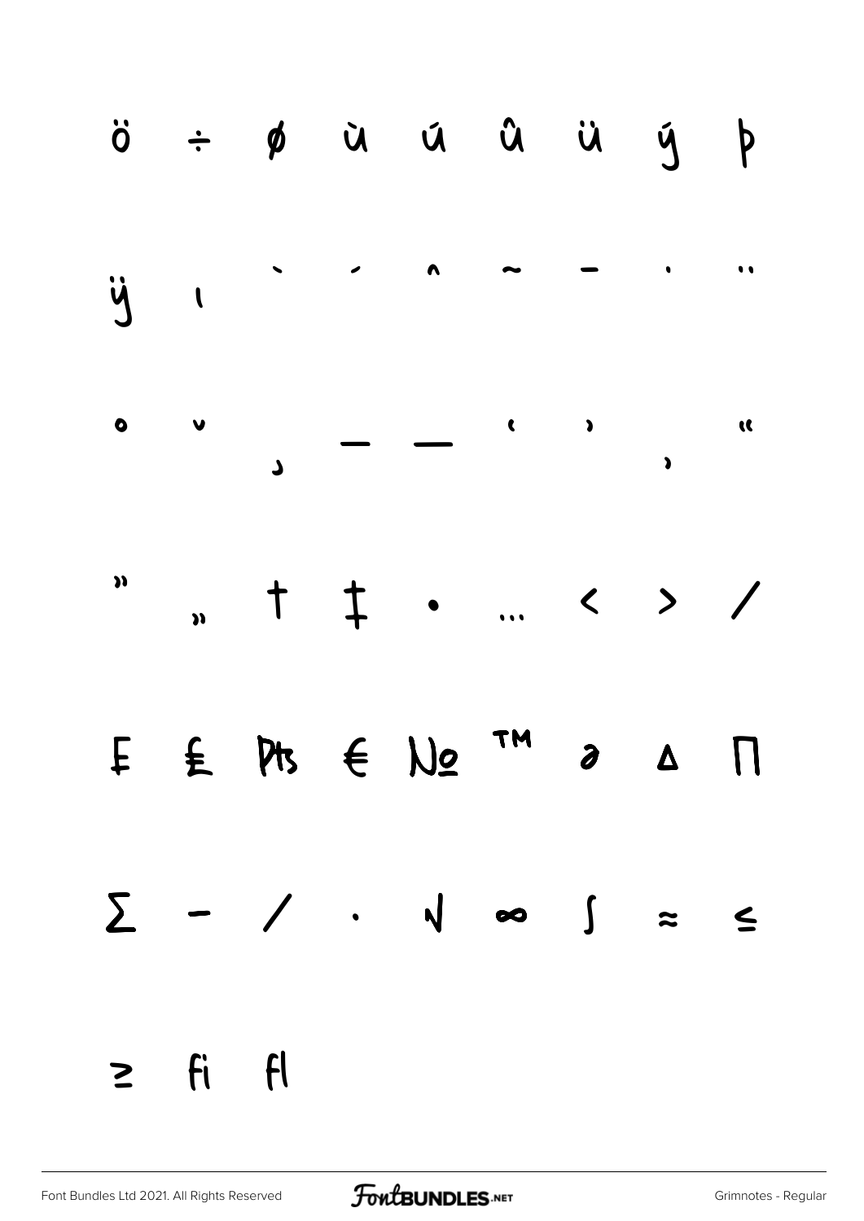ö ÷ ø ù ú û ü ý þ

ÿ ı ` ´ ˆ ˜ ¯ ˙ ¨

˚ ˇ ¸ – — ‘ ’ ‚ “

” „ † ‡ • … ‹ › ⁄

₣ ₤ ₧ € № ™ ∂ ∆ ∏

∑ − ∕ ∙ √ ∞ ∫ ≈ ≤

≥ fi fl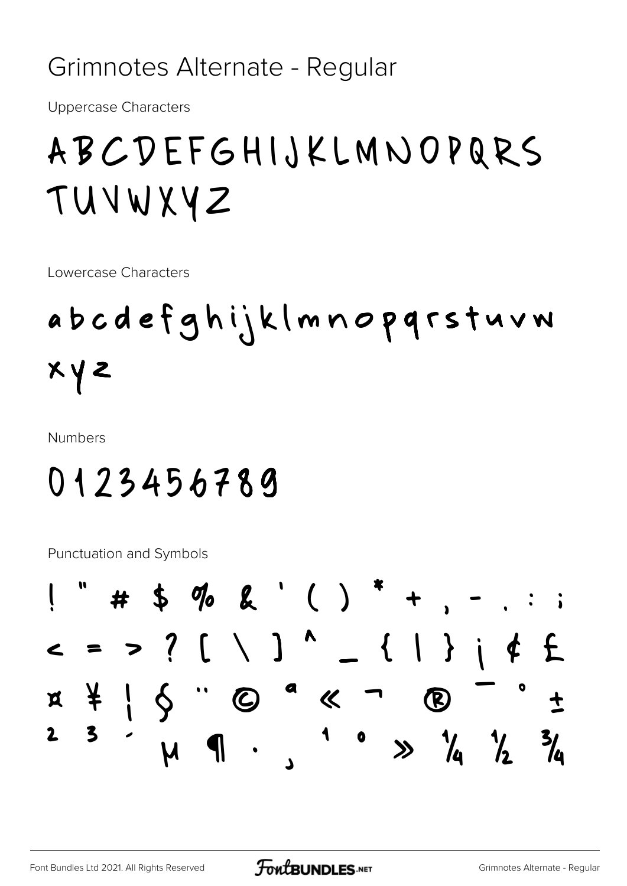# Grimnotes Alternate - Regular

Uppercase Characters

ABCDEFGHIJKLMNOPQRS
TUVWXYZ

Lowercase Characters

abcdefghijklmnopqrstuvw
xyz

Numbers

0123456789

Punctuation and Symbols

! " # $ % & ' ( ) * + , - . : ;
< = > ? [ \ ] ^ _ { | } ¡ ¢ £
¤ ¥ ¦ § ¨ © ª « ¬ ® ¯ ° ±
² ³ ´ µ ¶ · ¸ ¹ º » ¼ ½ ¾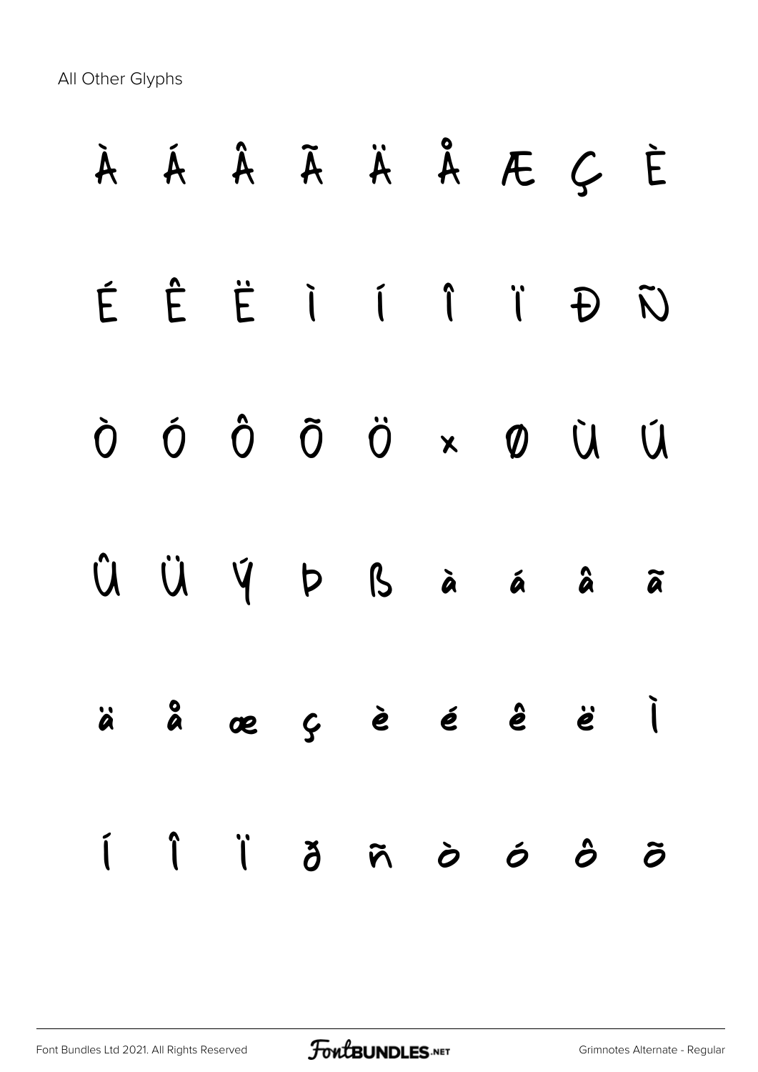All Other Glyphs

À Á Â Ã Ä Å Æ Ç È

É Ê Ë Ì Í Î Ï Ð Ñ

Ò Ó Ô Õ Ö × Ø Ù Ú

Û Ü Ý Þ ß à á â ã

ä å æ ç è é ê ë ì

í î ï ð ñ ò ó ô õ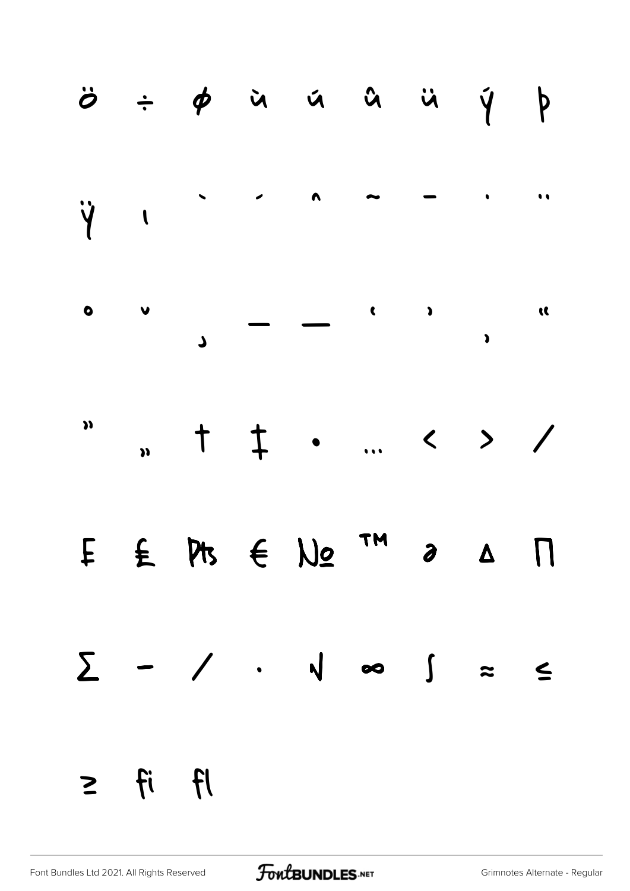ö ÷ ø ù ú û ü ý þ

ÿ ı ` ´ ˆ ˜ ¯ ˙ ¨

˚ ˇ ¸ – — ' ' ‚ "

" „ † ‡ • … ‹ › ⁄

₣ ₤ ₧ € № ™ ∂ ∆ ∏

∑ − ∕ ∙ √ ∞ ∫ ≈ ≤

≥ fi fl